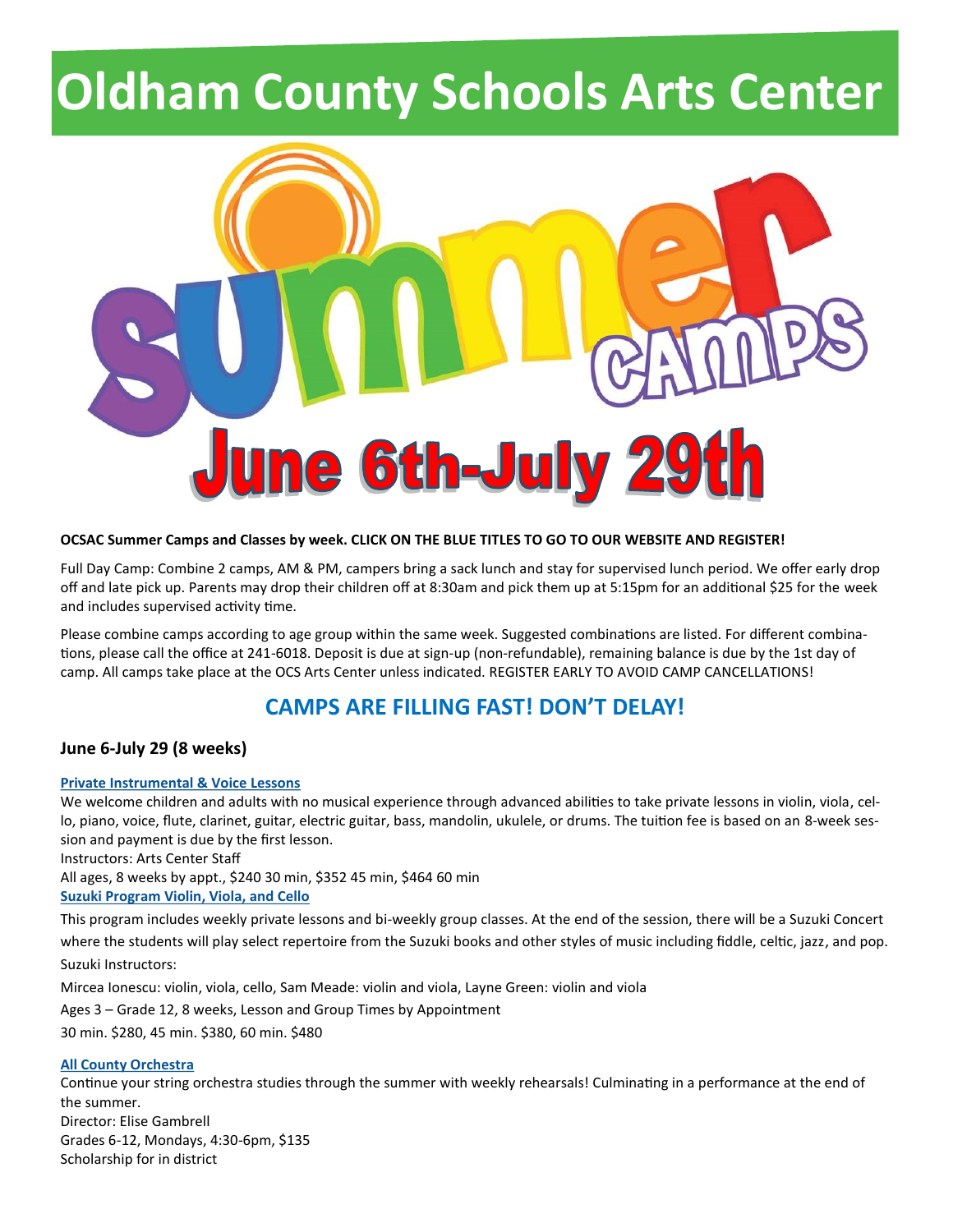# Oldham County Schools Arts Center

Summer Camps

June 6th-July 29th

**OCSAC Summer Camps and Classes by week. CLICK ON THE BLUE TITLES TO GO TO OUR WEBSITE AND REGISTER!**

Full Day Camp: Combine 2 camps, AM & PM, campers bring a sack lunch and stay for supervised lunch period. We offer early drop off and late pick up. Parents may drop their children off at 8:30am and pick them up at 5:15pm for an additional $25 for the week and includes supervised activity time.

Please combine camps according to age group within the same week. Suggested combinations are listed. For different combinations, please call the office at 241-6018. Deposit is due at sign-up (non-refundable), remaining balance is due by the 1st day of camp. All camps take place at the OCS Arts Center unless indicated. REGISTER EARLY TO AVOID CAMP CANCELLATIONS!

## CAMPS ARE FILLING FAST! DON'T DELAY!

### June 6-July 29 (8 weeks)

**Private Instrumental & Voice Lessons**

We welcome children and adults with no musical experience through advanced abilities to take private lessons in violin, viola, cello, piano, voice, flute, clarinet, guitar, electric guitar, bass, mandolin, ukulele, or drums. The tuition fee is based on an 8-week session and payment is due by the first lesson.

Instructors: Arts Center Staff

All ages, 8 weeks by appt., $240 30 min, $352 45 min, $464 60 min

**Suzuki Program Violin, Viola, and Cello**

This program includes weekly private lessons and bi-weekly group classes. At the end of the session, there will be a Suzuki Concert where the students will play select repertoire from the Suzuki books and other styles of music including fiddle, celtic, jazz, and pop.

Suzuki Instructors:

Mircea Ionescu: violin, viola, cello, Sam Meade: violin and viola, Layne Green: violin and viola

Ages 3 – Grade 12, 8 weeks, Lesson and Group Times by Appointment

30 min. $280, 45 min. $380, 60 min. $480

**All County Orchestra**

Continue your string orchestra studies through the summer with weekly rehearsals! Culminating in a performance at the end of the summer.

Director: Elise Gambrell

Grades 6-12, Mondays, 4:30-6pm, $135

Scholarship for in district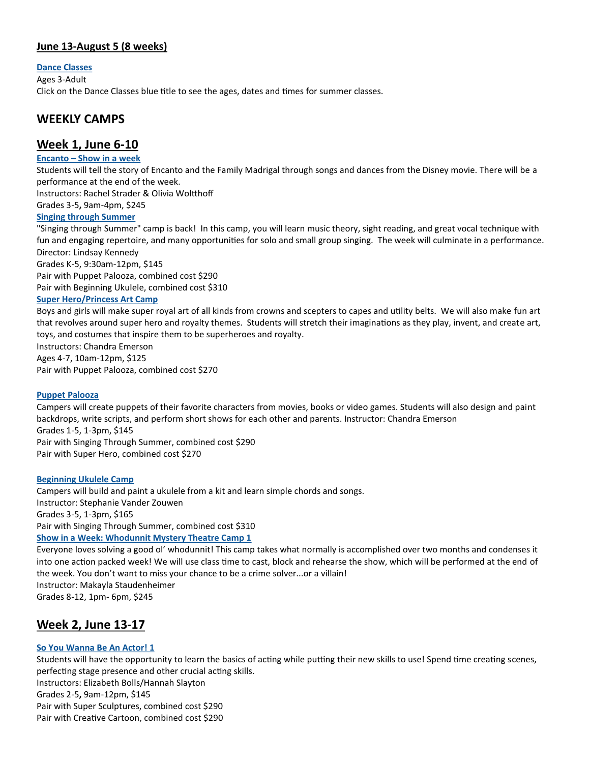## June 13-August 5 (8 weeks)

**Dance Classes**
Ages 3-Adult
Click on the Dance Classes blue title to see the ages, dates and times for summer classes.

## WEEKLY CAMPS

## Week 1, June 6-10

**Encanto – Show in a week**
Students will tell the story of Encanto and the Family Madrigal through songs and dances from the Disney movie. There will be a performance at the end of the week.
Instructors: Rachel Strader & Olivia Woltthoff
Grades 3-5**,** 9am-4pm, $245

**Singing through Summer**
"Singing through Summer" camp is back! In this camp, you will learn music theory, sight reading, and great vocal technique with fun and engaging repertoire, and many opportunities for solo and small group singing. The week will culminate in a performance.
Director: Lindsay Kennedy
Grades K-5, 9:30am-12pm, $145
Pair with Puppet Palooza, combined cost $290
Pair with Beginning Ukulele, combined cost $310

**Super Hero/Princess Art Camp**
Boys and girls will make super royal art of all kinds from crowns and scepters to capes and utility belts. We will also make fun art that revolves around super hero and royalty themes. Students will stretch their imaginations as they play, invent, and create art, toys, and costumes that inspire them to be superheroes and royalty.
Instructors: Chandra Emerson
Ages 4-7, 10am-12pm, $125
Pair with Puppet Palooza, combined cost $270

**Puppet Palooza**
Campers will create puppets of their favorite characters from movies, books or video games. Students will also design and paint backdrops, write scripts, and perform short shows for each other and parents. Instructor: Chandra Emerson
Grades 1-5, 1-3pm, $145
Pair with Singing Through Summer, combined cost $290
Pair with Super Hero, combined cost $270

**Beginning Ukulele Camp**
Campers will build and paint a ukulele from a kit and learn simple chords and songs.
Instructor: Stephanie Vander Zouwen
Grades 3-5, 1-3pm, $165
Pair with Singing Through Summer, combined cost $310

**Show in a Week: Whodunnit Mystery Theatre Camp 1**
Everyone loves solving a good ol' whodunnit! This camp takes what normally is accomplished over two months and condenses it into one action packed week! We will use class time to cast, block and rehearse the show, which will be performed at the end of the week. You don't want to miss your chance to be a crime solver...or a villain!
Instructor: Makayla Staudenheimer
Grades 8-12, 1pm- 6pm, $245

## Week 2, June 13-17

**So You Wanna Be An Actor! 1**
Students will have the opportunity to learn the basics of acting while putting their new skills to use! Spend time creating scenes, perfecting stage presence and other crucial acting skills.
Instructors: Elizabeth Bolls/Hannah Slayton
Grades 2-5**,** 9am-12pm, $145
Pair with Super Sculptures, combined cost $290
Pair with Creative Cartoon, combined cost $290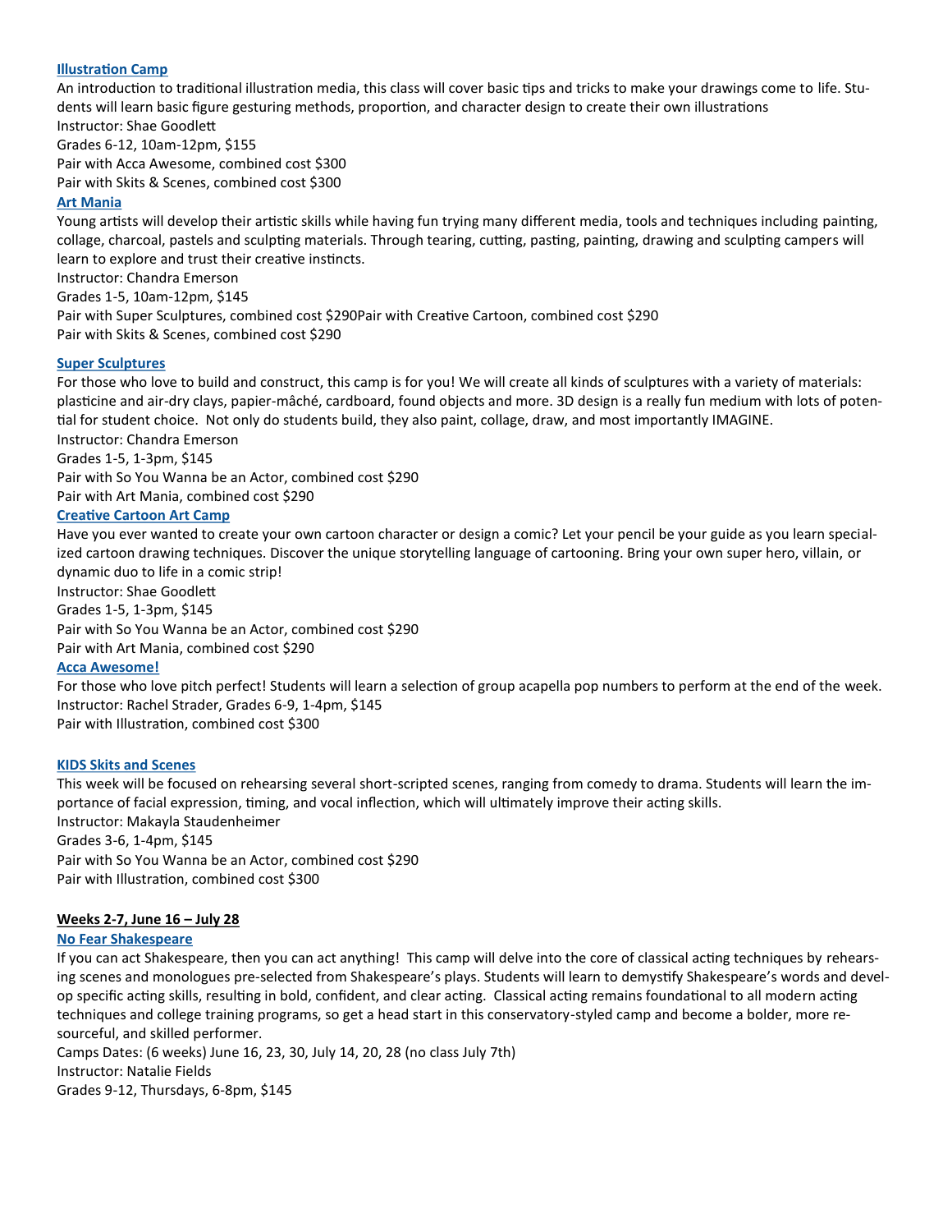### [Illustration Camp]

An introduction to traditional illustration media, this class will cover basic tips and tricks to make your drawings come to life. Students will learn basic figure gesturing methods, proportion, and character design to create their own illustrations

Instructor: Shae Goodlett

Grades 6-12, 10am-12pm, $155

Pair with Acca Awesome, combined cost $300

Pair with Skits & Scenes, combined cost $300

### Art Mania

Young artists will develop their artistic skills while having fun trying many different media, tools and techniques including painting, collage, charcoal, pastels and sculpting materials. Through tearing, cutting, pasting, painting, drawing and sculpting campers will learn to explore and trust their creative instincts.

Instructor: Chandra Emerson

Grades 1-5, 10am-12pm, $145

Pair with Super Sculptures, combined cost $290Pair with Creative Cartoon, combined cost $290

Pair with Skits & Scenes, combined cost $290

### Super Sculptures

For those who love to build and construct, this camp is for you! We will create all kinds of sculptures with a variety of materials: plasticine and air-dry clays, papier-mâché, cardboard, found objects and more. 3D design is a really fun medium with lots of potential for student choice. Not only do students build, they also paint, collage, draw, and most importantly IMAGINE.

Instructor: Chandra Emerson

Grades 1-5, 1-3pm, $145

Pair with So You Wanna be an Actor, combined cost $290

Pair with Art Mania, combined cost $290

### Creative Cartoon Art Camp

Have you ever wanted to create your own cartoon character or design a comic? Let your pencil be your guide as you learn specialized cartoon drawing techniques. Discover the unique storytelling language of cartooning. Bring your own super hero, villain, or dynamic duo to life in a comic strip!

Instructor: Shae Goodlett

Grades 1-5, 1-3pm, $145

Pair with So You Wanna be an Actor, combined cost $290

Pair with Art Mania, combined cost $290

### Acca Awesome!

For those who love pitch perfect! Students will learn a selection of group acapella pop numbers to perform at the end of the week.

Instructor: Rachel Strader, Grades 6-9, 1-4pm, $145

Pair with Illustration, combined cost $300

### KIDS Skits and Scenes

This week will be focused on rehearsing several short-scripted scenes, ranging from comedy to drama. Students will learn the importance of facial expression, timing, and vocal inflection, which will ultimately improve their acting skills.

Instructor: Makayla Staudenheimer

Grades 3-6, 1-4pm, $145

Pair with So You Wanna be an Actor, combined cost $290

Pair with Illustration, combined cost $300

## Weeks 2-7, June 16 – July 28

### No Fear Shakespeare

If you can act Shakespeare, then you can act anything! This camp will delve into the core of classical acting techniques by rehearsing scenes and monologues pre-selected from Shakespeare's plays. Students will learn to demystify Shakespeare's words and develop specific acting skills, resulting in bold, confident, and clear acting. Classical acting remains foundational to all modern acting techniques and college training programs, so get a head start in this conservatory-styled camp and become a bolder, more resourceful, and skilled performer.

Camps Dates: (6 weeks) June 16, 23, 30, July 14, 20, 28 (no class July 7th)

Instructor: Natalie Fields

Grades 9-12, Thursdays, 6-8pm, $145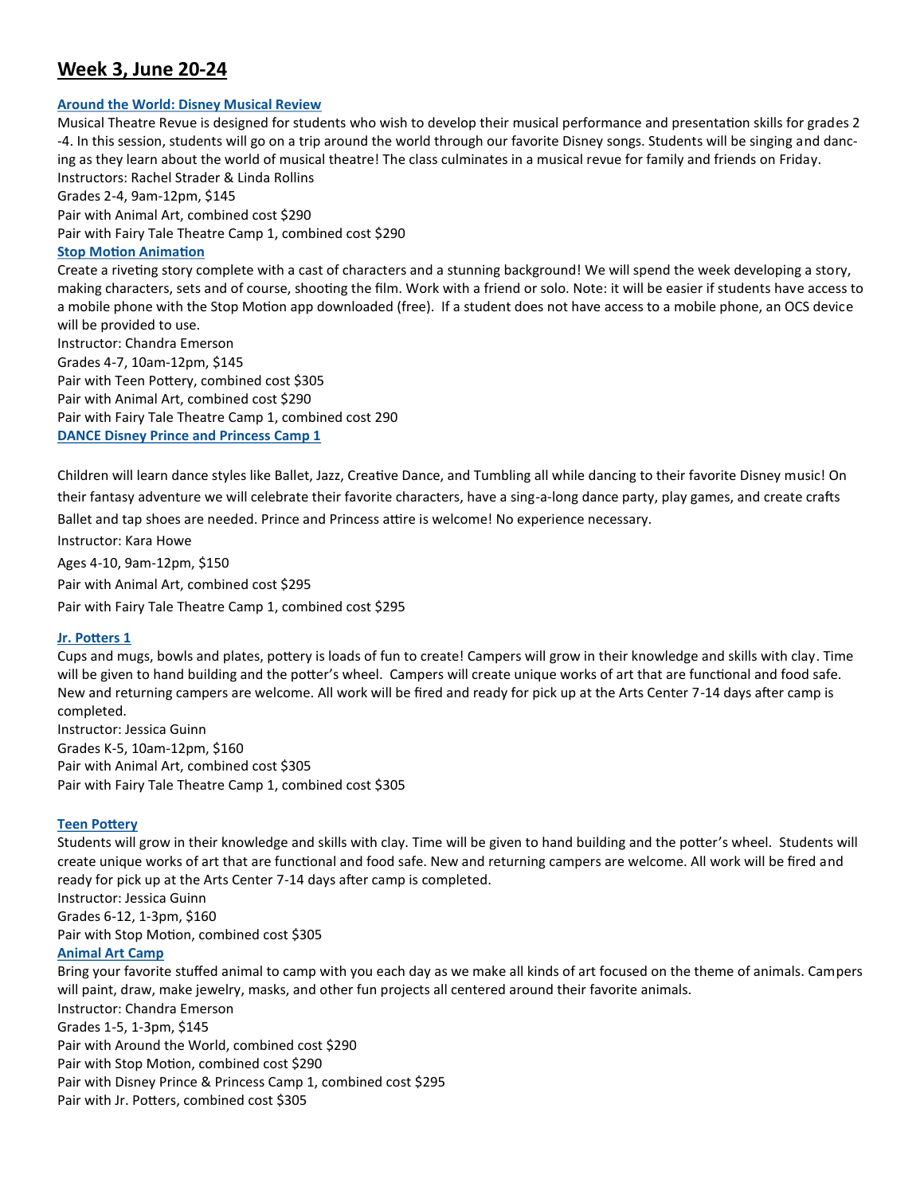## Week 3, June 20-24

### Around the World: Disney Musical Review

Musical Theatre Revue is designed for students who wish to develop their musical performance and presentation skills for grades 2-4. In this session, students will go on a trip around the world through our favorite Disney songs. Students will be singing and dancing as they learn about the world of musical theatre! The class culminates in a musical revue for family and friends on Friday.

Instructors: Rachel Strader & Linda Rollins

Grades 2-4, 9am-12pm, $145

Pair with Animal Art, combined cost $290

Pair with Fairy Tale Theatre Camp 1, combined cost $290

### Stop Motion Animation

Create a riveting story complete with a cast of characters and a stunning background! We will spend the week developing a story, making characters, sets and of course, shooting the film. Work with a friend or solo. Note: it will be easier if students have access to a mobile phone with the Stop Motion app downloaded (free). If a student does not have access to a mobile phone, an OCS device will be provided to use.

Instructor: Chandra Emerson

Grades 4-7, 10am-12pm, $145

Pair with Teen Pottery, combined cost $305

Pair with Animal Art, combined cost $290

Pair with Fairy Tale Theatre Camp 1, combined cost 290

### DANCE Disney Prince and Princess Camp 1

Children will learn dance styles like Ballet, Jazz, Creative Dance, and Tumbling all while dancing to their favorite Disney music! On their fantasy adventure we will celebrate their favorite characters, have a sing-a-long dance party, play games, and create crafts Ballet and tap shoes are needed. Prince and Princess attire is welcome! No experience necessary.

Instructor: Kara Howe

Ages 4-10, 9am-12pm, $150

Pair with Animal Art, combined cost $295

Pair with Fairy Tale Theatre Camp 1, combined cost $295

### Jr. Potters 1

Cups and mugs, bowls and plates, pottery is loads of fun to create! Campers will grow in their knowledge and skills with clay. Time will be given to hand building and the potter's wheel. Campers will create unique works of art that are functional and food safe. New and returning campers are welcome. All work will be fired and ready for pick up at the Arts Center 7-14 days after camp is completed.

Instructor: Jessica Guinn

Grades K-5, 10am-12pm, $160

Pair with Animal Art, combined cost $305

Pair with Fairy Tale Theatre Camp 1, combined cost $305

### Teen Pottery

Students will grow in their knowledge and skills with clay. Time will be given to hand building and the potter's wheel. Students will create unique works of art that are functional and food safe. New and returning campers are welcome. All work will be fired and ready for pick up at the Arts Center 7-14 days after camp is completed.

Instructor: Jessica Guinn

Grades 6-12, 1-3pm, $160

Pair with Stop Motion, combined cost $305

### Animal Art Camp

Bring your favorite stuffed animal to camp with you each day as we make all kinds of art focused on the theme of animals. Campers will paint, draw, make jewelry, masks, and other fun projects all centered around their favorite animals.

Instructor: Chandra Emerson

Grades 1-5, 1-3pm, $145

Pair with Around the World, combined cost $290

Pair with Stop Motion, combined cost $290

Pair with Disney Prince & Princess Camp 1, combined cost $295

Pair with Jr. Potters, combined cost $305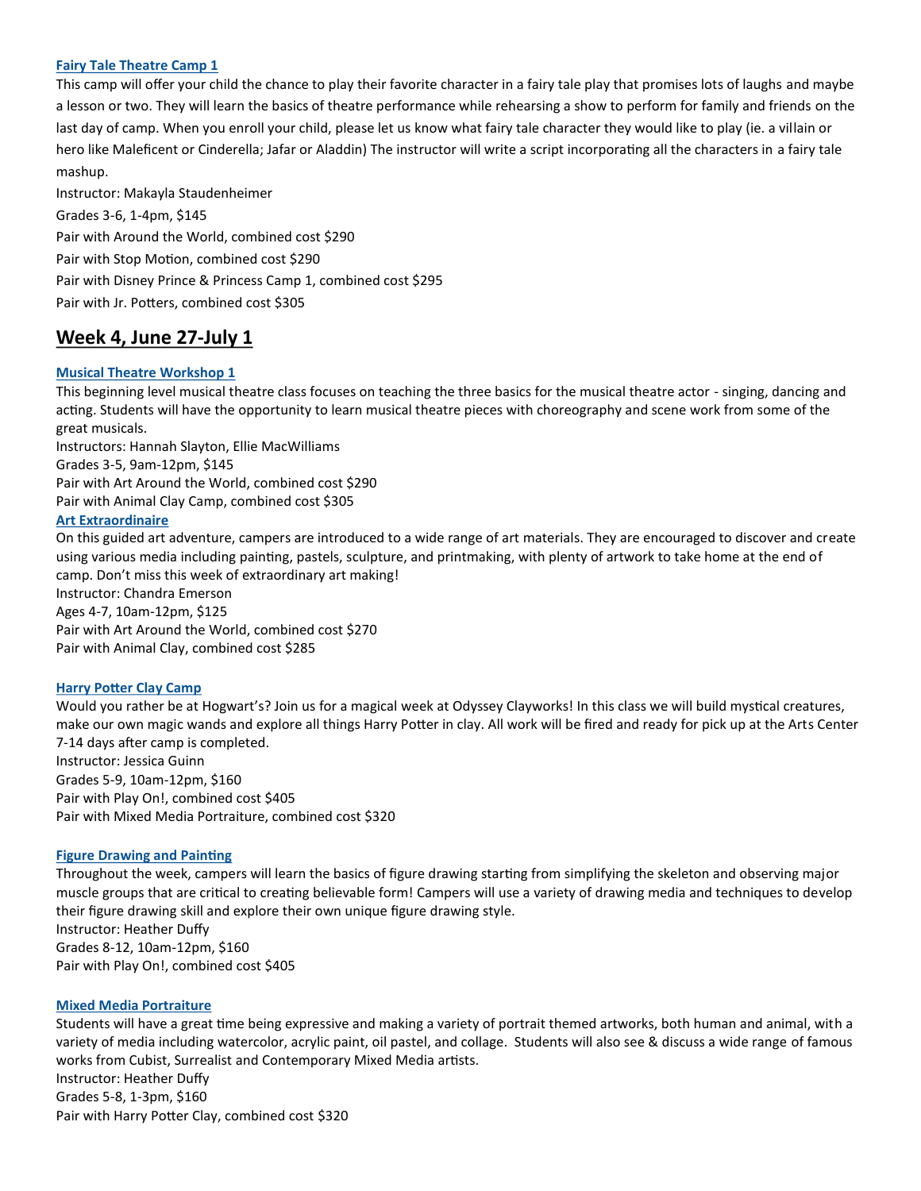### Fairy Tale Theatre Camp 1

This camp will offer your child the chance to play their favorite character in a fairy tale play that promises lots of laughs and maybe a lesson or two. They will learn the basics of theatre performance while rehearsing a show to perform for family and friends on the last day of camp. When you enroll your child, please let us know what fairy tale character they would like to play (ie. a villain or hero like Maleficent or Cinderella; Jafar or Aladdin) The instructor will write a script incorporating all the characters in a fairy tale mashup.

Instructor: Makayla Staudenheimer

Grades 3-6, 1-4pm, $145

Pair with Around the World, combined cost $290

Pair with Stop Motion, combined cost $290

Pair with Disney Prince & Princess Camp 1, combined cost $295

Pair with Jr. Potters, combined cost $305

## Week 4, June 27-July 1

### Musical Theatre Workshop 1

This beginning level musical theatre class focuses on teaching the three basics for the musical theatre actor - singing, dancing and acting. Students will have the opportunity to learn musical theatre pieces with choreography and scene work from some of the great musicals.

Instructors: Hannah Slayton, Ellie MacWilliams

Grades 3-5, 9am-12pm, $145

Pair with Art Around the World, combined cost $290

Pair with Animal Clay Camp, combined cost $305

### Art Extraordinaire

On this guided art adventure, campers are introduced to a wide range of art materials. They are encouraged to discover and create using various media including painting, pastels, sculpture, and printmaking, with plenty of artwork to take home at the end of camp. Don't miss this week of extraordinary art making!

Instructor: Chandra Emerson

Ages 4-7, 10am-12pm, $125

Pair with Art Around the World, combined cost $270

Pair with Animal Clay, combined cost $285

### Harry Potter Clay Camp

Would you rather be at Hogwart's? Join us for a magical week at Odyssey Clayworks! In this class we will build mystical creatures, make our own magic wands and explore all things Harry Potter in clay. All work will be fired and ready for pick up at the Arts Center 7-14 days after camp is completed.

Instructor: Jessica Guinn

Grades 5-9, 10am-12pm, $160

Pair with Play On!, combined cost $405

Pair with Mixed Media Portraiture, combined cost $320

### Figure Drawing and Painting

Throughout the week, campers will learn the basics of figure drawing starting from simplifying the skeleton and observing major muscle groups that are critical to creating believable form! Campers will use a variety of drawing media and techniques to develop their figure drawing skill and explore their own unique figure drawing style.

Instructor: Heather Duffy

Grades 8-12, 10am-12pm, $160

Pair with Play On!, combined cost $405

### Mixed Media Portraiture

Students will have a great time being expressive and making a variety of portrait themed artworks, both human and animal, with a variety of media including watercolor, acrylic paint, oil pastel, and collage. Students will also see & discuss a wide range of famous works from Cubist, Surrealist and Contemporary Mixed Media artists.

Instructor: Heather Duffy

Grades 5-8, 1-3pm, $160

Pair with Harry Potter Clay, combined cost $320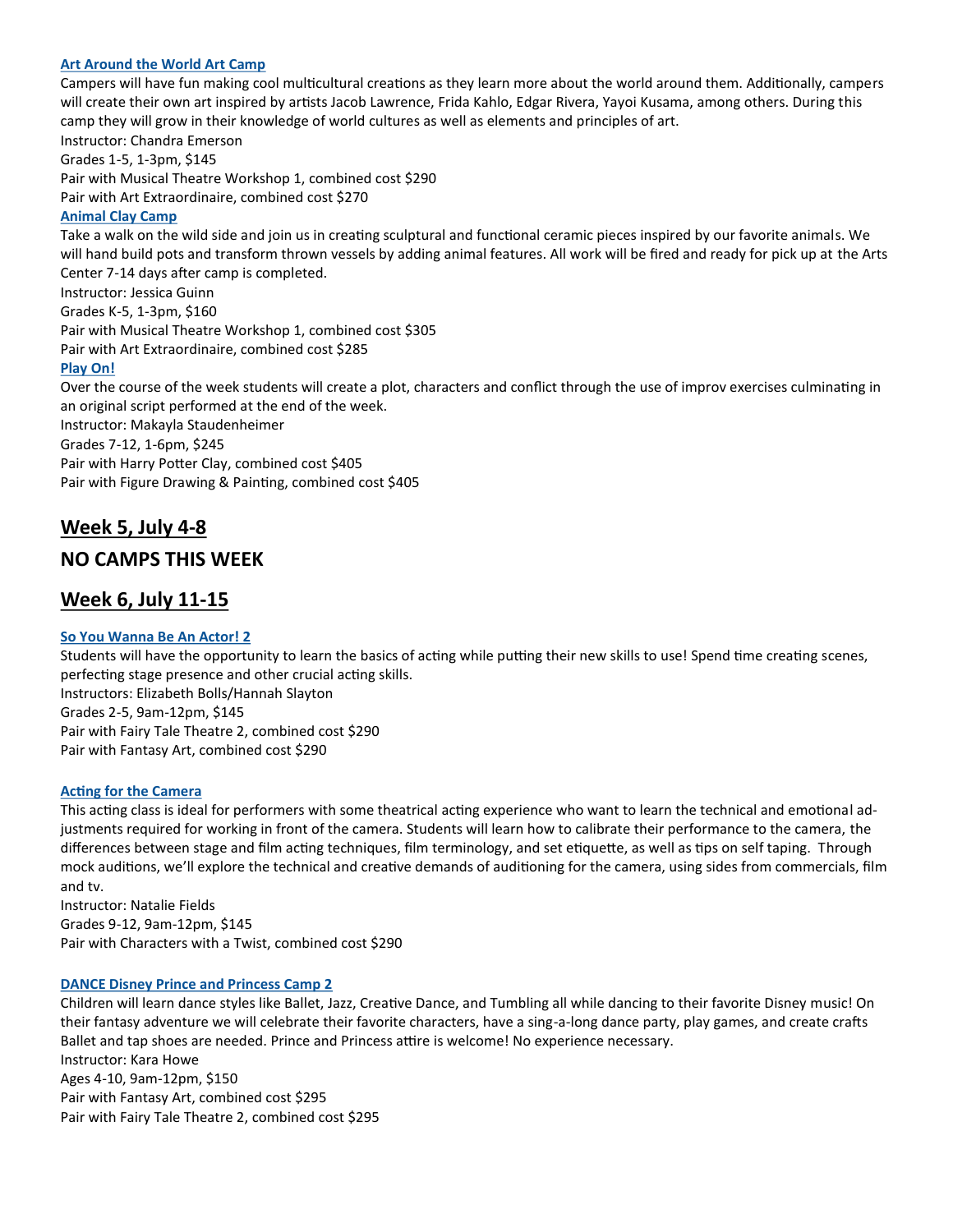### Art Around the World Art Camp

Campers will have fun making cool multicultural creations as they learn more about the world around them. Additionally, campers will create their own art inspired by artists Jacob Lawrence, Frida Kahlo, Edgar Rivera, Yayoi Kusama, among others. During this camp they will grow in their knowledge of world cultures as well as elements and principles of art.

Instructor: Chandra Emerson

Grades 1-5, 1-3pm, $145

Pair with Musical Theatre Workshop 1, combined cost $290

Pair with Art Extraordinaire, combined cost $270

### Animal Clay Camp

Take a walk on the wild side and join us in creating sculptural and functional ceramic pieces inspired by our favorite animals. We will hand build pots and transform thrown vessels by adding animal features. All work will be fired and ready for pick up at the Arts Center 7-14 days after camp is completed.

Instructor: Jessica Guinn

Grades K-5, 1-3pm, $160

Pair with Musical Theatre Workshop 1, combined cost $305

Pair with Art Extraordinaire, combined cost $285

### Play On!

Over the course of the week students will create a plot, characters and conflict through the use of improv exercises culminating in an original script performed at the end of the week.

Instructor: Makayla Staudenheimer

Grades 7-12, 1-6pm, $245

Pair with Harry Potter Clay, combined cost $405

Pair with Figure Drawing & Painting, combined cost $405

## Week 5, July 4-8

## NO CAMPS THIS WEEK

## Week 6, July 11-15

### So You Wanna Be An Actor! 2

Students will have the opportunity to learn the basics of acting while putting their new skills to use! Spend time creating scenes, perfecting stage presence and other crucial acting skills.

Instructors: Elizabeth Bolls/Hannah Slayton

Grades 2-5, 9am-12pm, $145

Pair with Fairy Tale Theatre 2, combined cost $290

Pair with Fantasy Art, combined cost $290

### Acting for the Camera

This acting class is ideal for performers with some theatrical acting experience who want to learn the technical and emotional adjustments required for working in front of the camera. Students will learn how to calibrate their performance to the camera, the differences between stage and film acting techniques, film terminology, and set etiquette, as well as tips on self taping. Through mock auditions, we'll explore the technical and creative demands of auditioning for the camera, using sides from commercials, film and tv.

Instructor: Natalie Fields

Grades 9-12, 9am-12pm, $145

Pair with Characters with a Twist, combined cost $290

### DANCE Disney Prince and Princess Camp 2

Children will learn dance styles like Ballet, Jazz, Creative Dance, and Tumbling all while dancing to their favorite Disney music! On their fantasy adventure we will celebrate their favorite characters, have a sing-a-long dance party, play games, and create crafts Ballet and tap shoes are needed. Prince and Princess attire is welcome! No experience necessary.

Instructor: Kara Howe

Ages 4-10, 9am-12pm, $150

Pair with Fantasy Art, combined cost $295

Pair with Fairy Tale Theatre 2, combined cost $295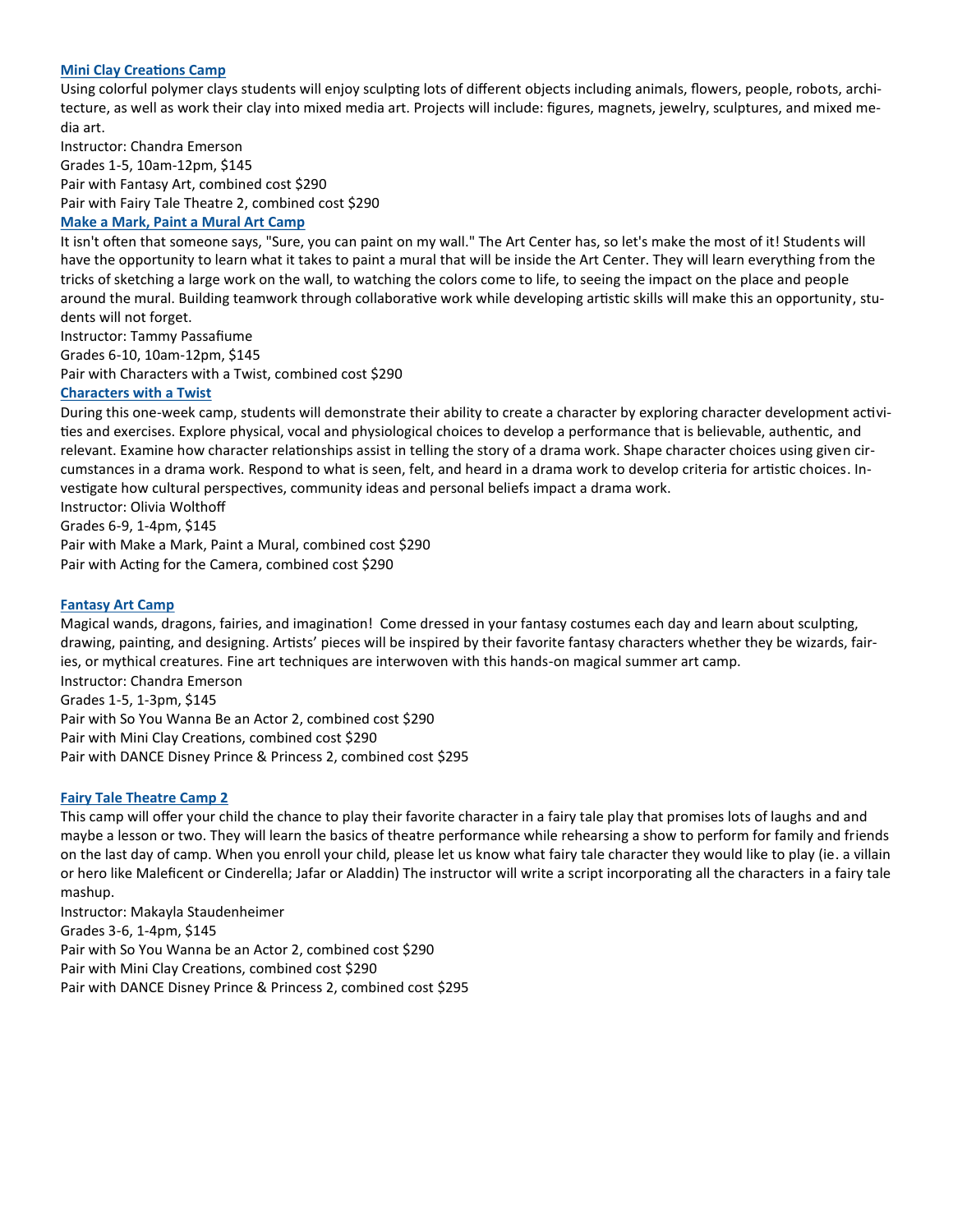### Mini Clay Creations Camp

Using colorful polymer clays students will enjoy sculpting lots of different objects including animals, flowers, people, robots, architecture, as well as work their clay into mixed media art. Projects will include: figures, magnets, jewelry, sculptures, and mixed media art.

Instructor: Chandra Emerson

Grades 1-5, 10am-12pm, $145

Pair with Fantasy Art, combined cost $290

Pair with Fairy Tale Theatre 2, combined cost $290

### Make a Mark, Paint a Mural Art Camp

It isn't often that someone says, "Sure, you can paint on my wall." The Art Center has, so let's make the most of it! Students will have the opportunity to learn what it takes to paint a mural that will be inside the Art Center. They will learn everything from the tricks of sketching a large work on the wall, to watching the colors come to life, to seeing the impact on the place and people around the mural. Building teamwork through collaborative work while developing artistic skills will make this an opportunity, students will not forget.

Instructor: Tammy Passafiume

Grades 6-10, 10am-12pm, $145

Pair with Characters with a Twist, combined cost $290

### Characters with a Twist

During this one-week camp, students will demonstrate their ability to create a character by exploring character development activities and exercises. Explore physical, vocal and physiological choices to develop a performance that is believable, authentic, and relevant. Examine how character relationships assist in telling the story of a drama work. Shape character choices using given circumstances in a drama work. Respond to what is seen, felt, and heard in a drama work to develop criteria for artistic choices. Investigate how cultural perspectives, community ideas and personal beliefs impact a drama work.

Instructor: Olivia Wolthoff

Grades 6-9, 1-4pm, $145

Pair with Make a Mark, Paint a Mural, combined cost $290

Pair with Acting for the Camera, combined cost $290

### Fantasy Art Camp

Magical wands, dragons, fairies, and imagination! Come dressed in your fantasy costumes each day and learn about sculpting, drawing, painting, and designing. Artists' pieces will be inspired by their favorite fantasy characters whether they be wizards, fairies, or mythical creatures. Fine art techniques are interwoven with this hands-on magical summer art camp.

Instructor: Chandra Emerson

Grades 1-5, 1-3pm, $145

Pair with So You Wanna Be an Actor 2, combined cost $290

Pair with Mini Clay Creations, combined cost $290

Pair with DANCE Disney Prince & Princess 2, combined cost $295

### Fairy Tale Theatre Camp 2

This camp will offer your child the chance to play their favorite character in a fairy tale play that promises lots of laughs and and maybe a lesson or two. They will learn the basics of theatre performance while rehearsing a show to perform for family and friends on the last day of camp. When you enroll your child, please let us know what fairy tale character they would like to play (ie. a villain or hero like Maleficent or Cinderella; Jafar or Aladdin) The instructor will write a script incorporating all the characters in a fairy tale mashup.

Instructor: Makayla Staudenheimer

Grades 3-6, 1-4pm, $145

Pair with So You Wanna be an Actor 2, combined cost $290

Pair with Mini Clay Creations, combined cost $290

Pair with DANCE Disney Prince & Princess 2, combined cost $295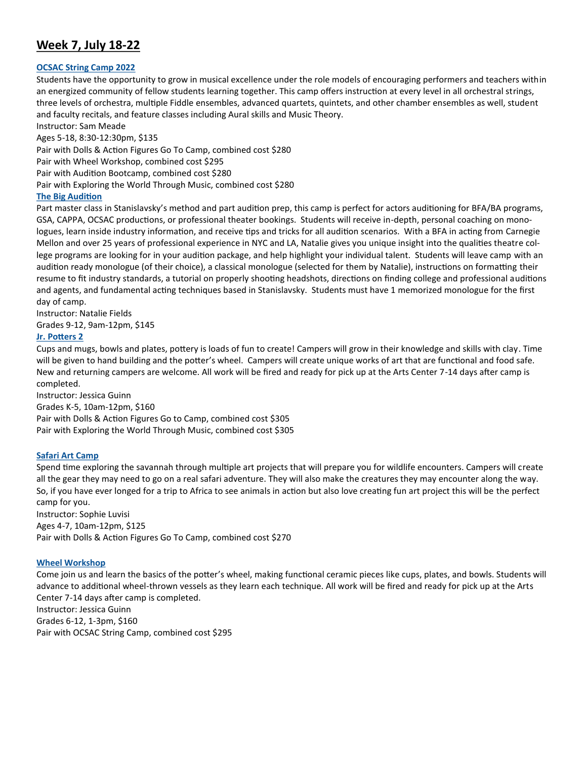## Week 7, July 18-22

### OCSAC String Camp 2022

Students have the opportunity to grow in musical excellence under the role models of encouraging performers and teachers within an energized community of fellow students learning together. This camp offers instruction at every level in all orchestral strings, three levels of orchestra, multiple Fiddle ensembles, advanced quartets, quintets, and other chamber ensembles as well, student and faculty recitals, and feature classes including Aural skills and Music Theory.

Instructor: Sam Meade

Ages 5-18, 8:30-12:30pm, $135

Pair with Dolls & Action Figures Go To Camp, combined cost $280

Pair with Wheel Workshop, combined cost $295

Pair with Audition Bootcamp, combined cost $280

Pair with Exploring the World Through Music, combined cost $280

### The Big Audition

Part master class in Stanislavsky's method and part audition prep, this camp is perfect for actors auditioning for BFA/BA programs, GSA, CAPPA, OCSAC productions, or professional theater bookings. Students will receive in-depth, personal coaching on monologues, learn inside industry information, and receive tips and tricks for all audition scenarios. With a BFA in acting from Carnegie Mellon and over 25 years of professional experience in NYC and LA, Natalie gives you unique insight into the qualities theatre college programs are looking for in your audition package, and help highlight your individual talent. Students will leave camp with an audition ready monologue (of their choice), a classical monologue (selected for them by Natalie), instructions on formatting their resume to fit industry standards, a tutorial on properly shooting headshots, directions on finding college and professional auditions and agents, and fundamental acting techniques based in Stanislavsky. Students must have 1 memorized monologue for the first day of camp.

Instructor: Natalie Fields

Grades 9-12, 9am-12pm, $145

### Jr. Potters 2

Cups and mugs, bowls and plates, pottery is loads of fun to create! Campers will grow in their knowledge and skills with clay. Time will be given to hand building and the potter's wheel. Campers will create unique works of art that are functional and food safe. New and returning campers are welcome. All work will be fired and ready for pick up at the Arts Center 7-14 days after camp is completed.

Instructor: Jessica Guinn

Grades K-5, 10am-12pm, $160

Pair with Dolls & Action Figures Go to Camp, combined cost $305

Pair with Exploring the World Through Music, combined cost $305

### Safari Art Camp

Spend time exploring the savannah through multiple art projects that will prepare you for wildlife encounters. Campers will create all the gear they may need to go on a real safari adventure. They will also make the creatures they may encounter along the way. So, if you have ever longed for a trip to Africa to see animals in action but also love creating fun art project this will be the perfect camp for you.

Instructor: Sophie Luvisi

Ages 4-7, 10am-12pm, $125

Pair with Dolls & Action Figures Go To Camp, combined cost $270

### Wheel Workshop

Come join us and learn the basics of the potter's wheel, making functional ceramic pieces like cups, plates, and bowls. Students will advance to additional wheel-thrown vessels as they learn each technique. All work will be fired and ready for pick up at the Arts Center 7-14 days after camp is completed.

Instructor: Jessica Guinn

Grades 6-12, 1-3pm, $160

Pair with OCSAC String Camp, combined cost $295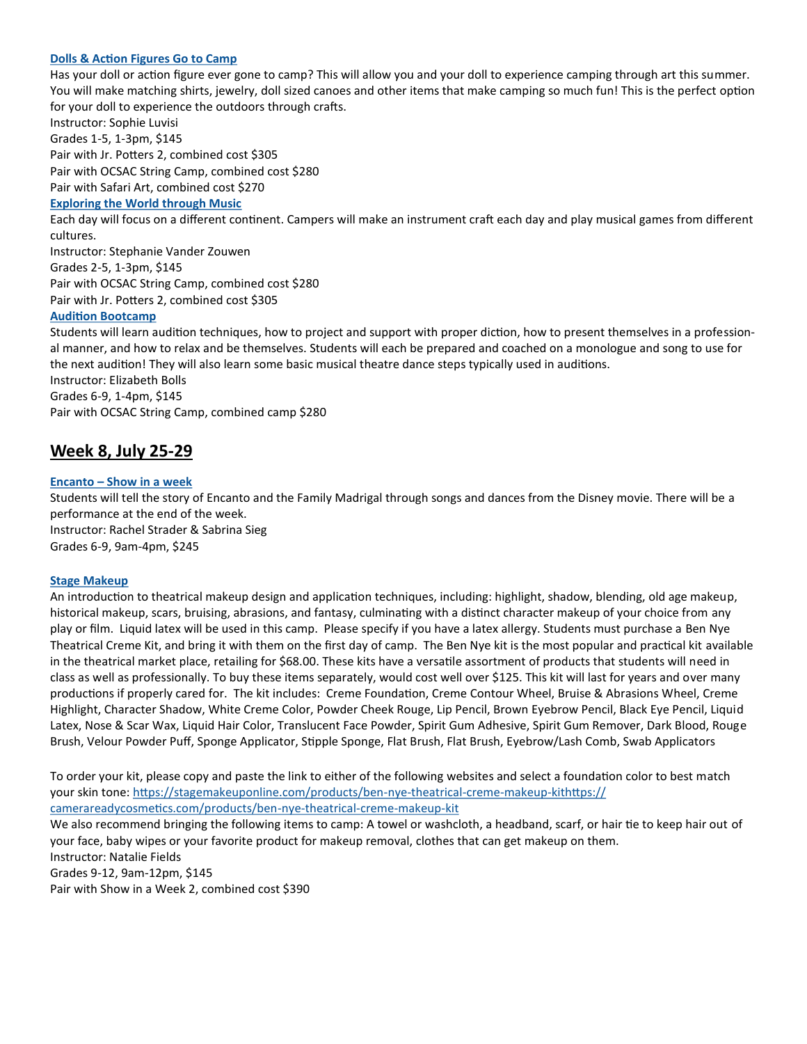### Dolls & Action Figures Go to Camp

Has your doll or action figure ever gone to camp? This will allow you and your doll to experience camping through art this summer. You will make matching shirts, jewelry, doll sized canoes and other items that make camping so much fun! This is the perfect option for your doll to experience the outdoors through crafts.

Instructor: Sophie Luvisi

Grades 1-5, 1-3pm, $145

Pair with Jr. Potters 2, combined cost $305

Pair with OCSAC String Camp, combined cost $280

Pair with Safari Art, combined cost $270

### Exploring the World through Music

Each day will focus on a different continent. Campers will make an instrument craft each day and play musical games from different cultures.

Instructor: Stephanie Vander Zouwen

Grades 2-5, 1-3pm, $145

Pair with OCSAC String Camp, combined cost $280

Pair with Jr. Potters 2, combined cost $305

### Audition Bootcamp

Students will learn audition techniques, how to project and support with proper diction, how to present themselves in a professional manner, and how to relax and be themselves. Students will each be prepared and coached on a monologue and song to use for the next audition! They will also learn some basic musical theatre dance steps typically used in auditions.

Instructor: Elizabeth Bolls

Grades 6-9, 1-4pm, $145

Pair with OCSAC String Camp, combined camp $280

## Week 8, July 25-29

### Encanto – Show in a week

Students will tell the story of Encanto and the Family Madrigal through songs and dances from the Disney movie. There will be a performance at the end of the week.

Instructor: Rachel Strader & Sabrina Sieg

Grades 6-9, 9am-4pm, $245

### Stage Makeup

An introduction to theatrical makeup design and application techniques, including: highlight, shadow, blending, old age makeup, historical makeup, scars, bruising, abrasions, and fantasy, culminating with a distinct character makeup of your choice from any play or film. Liquid latex will be used in this camp. Please specify if you have a latex allergy. Students must purchase a Ben Nye Theatrical Creme Kit, and bring it with them on the first day of camp. The Ben Nye kit is the most popular and practical kit available in the theatrical market place, retailing for $68.00. These kits have a versatile assortment of products that students will need in class as well as professionally. To buy these items separately, would cost well over $125. This kit will last for years and over many productions if properly cared for. The kit includes: Creme Foundation, Creme Contour Wheel, Bruise & Abrasions Wheel, Creme Highlight, Character Shadow, White Creme Color, Powder Cheek Rouge, Lip Pencil, Brown Eyebrow Pencil, Black Eye Pencil, Liquid Latex, Nose & Scar Wax, Liquid Hair Color, Translucent Face Powder, Spirit Gum Adhesive, Spirit Gum Remover, Dark Blood, Rouge Brush, Velour Powder Puff, Sponge Applicator, Stipple Sponge, Flat Brush, Flat Brush, Eyebrow/Lash Comb, Swab Applicators

To order your kit, please copy and paste the link to either of the following websites and select a foundation color to best match your skin tone: https://stagemakeuponline.com/products/ben-nye-theatrical-creme-makeup-kithttps://camerareadycosmetics.com/products/ben-nye-theatrical-creme-makeup-kit

We also recommend bringing the following items to camp: A towel or washcloth, a headband, scarf, or hair tie to keep hair out of your face, baby wipes or your favorite product for makeup removal, clothes that can get makeup on them.

Instructor: Natalie Fields

Grades 9-12, 9am-12pm, $145

Pair with Show in a Week 2, combined cost $390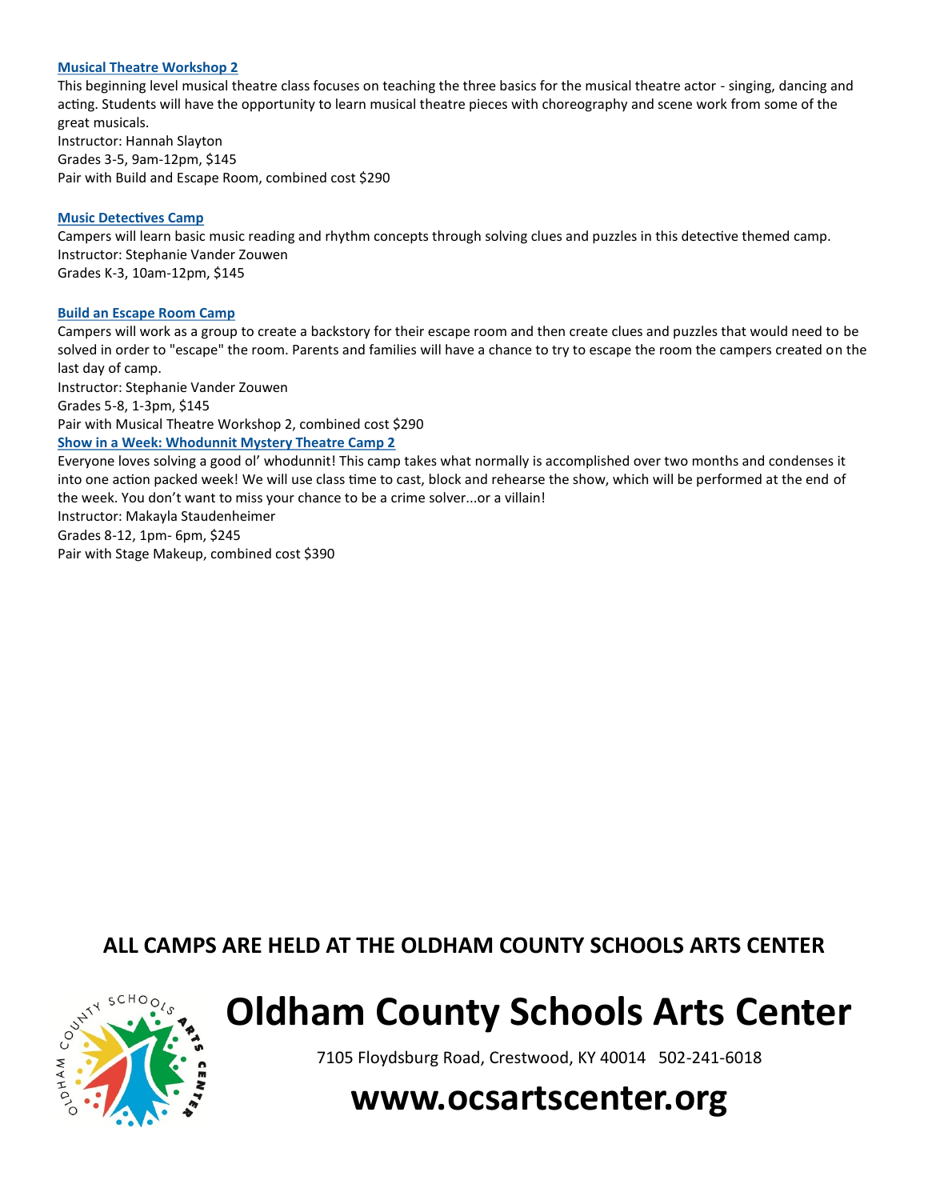### [Musical Theatre Workshop 2]

This beginning level musical theatre class focuses on teaching the three basics for the musical theatre actor - singing, dancing and acting. Students will have the opportunity to learn musical theatre pieces with choreography and scene work from some of the great musicals.

Instructor: Hannah Slayton
Grades 3-5, 9am-12pm, $145
Pair with Build and Escape Room, combined cost $290

### [Music Detectives Camp]

Campers will learn basic music reading and rhythm concepts through solving clues and puzzles in this detective themed camp.

Instructor: Stephanie Vander Zouwen
Grades K-3, 10am-12pm, $145

### [Build an Escape Room Camp]

Campers will work as a group to create a backstory for their escape room and then create clues and puzzles that would need to be solved in order to "escape" the room. Parents and families will have a chance to try to escape the room the campers created on the last day of camp.

Instructor: Stephanie Vander Zouwen
Grades 5-8, 1-3pm, $145
Pair with Musical Theatre Workshop 2, combined cost $290

### [Show in a Week: Whodunnit Mystery Theatre Camp 2]

Everyone loves solving a good ol' whodunnit! This camp takes what normally is accomplished over two months and condenses it into one action packed week! We will use class time to cast, block and rehearse the show, which will be performed at the end of the week. You don't want to miss your chance to be a crime solver...or a villain!

Instructor: Makayla Staudenheimer
Grades 8-12, 1pm- 6pm, $245
Pair with Stage Makeup, combined cost $390

**ALL CAMPS ARE HELD AT THE OLDHAM COUNTY SCHOOLS ARTS CENTER**

# Oldham County Schools Arts Center

7105 Floydsburg Road, Crestwood, KY 40014 502-241-6018

## www.ocsartscenter.org